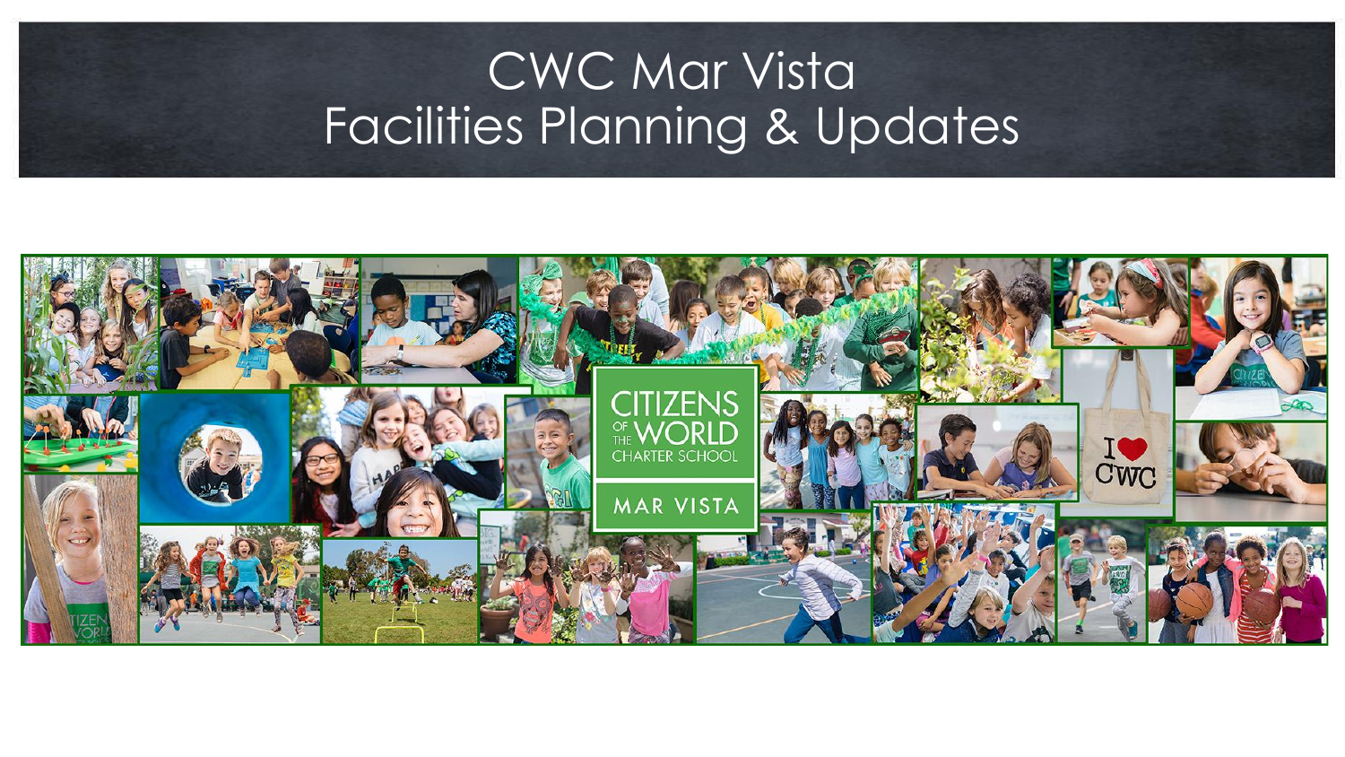# CWC Mar Vista
# Facilities Planning & Updates

CITIZENS OF THE WORLD CHARTER SCHOOL

MAR VISTA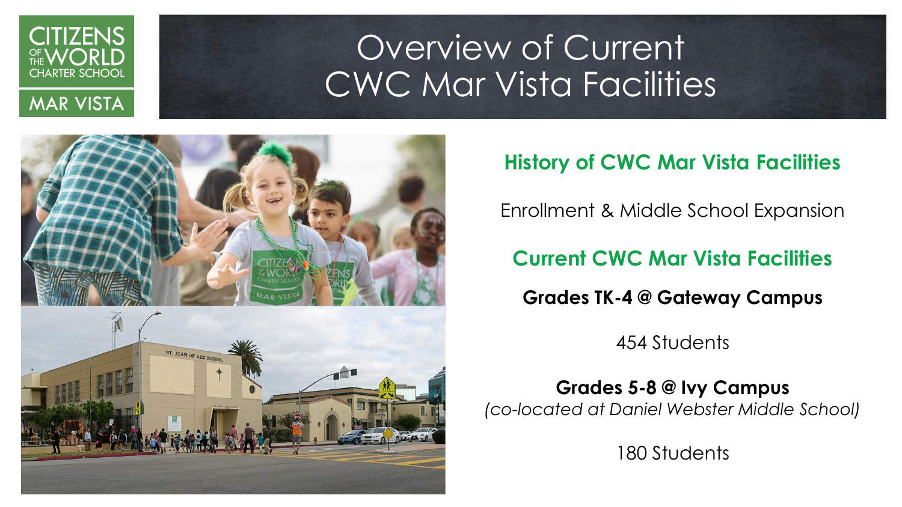# Overview of Current CWC Mar Vista Facilities

## History of CWC Mar Vista Facilities

Enrollment & Middle School Expansion

## Current CWC Mar Vista Facilities

**Grades TK-4 @ Gateway Campus**

454 Students

**Grades 5-8 @ Ivy Campus**
*(co-located at Daniel Webster Middle School)*

180 Students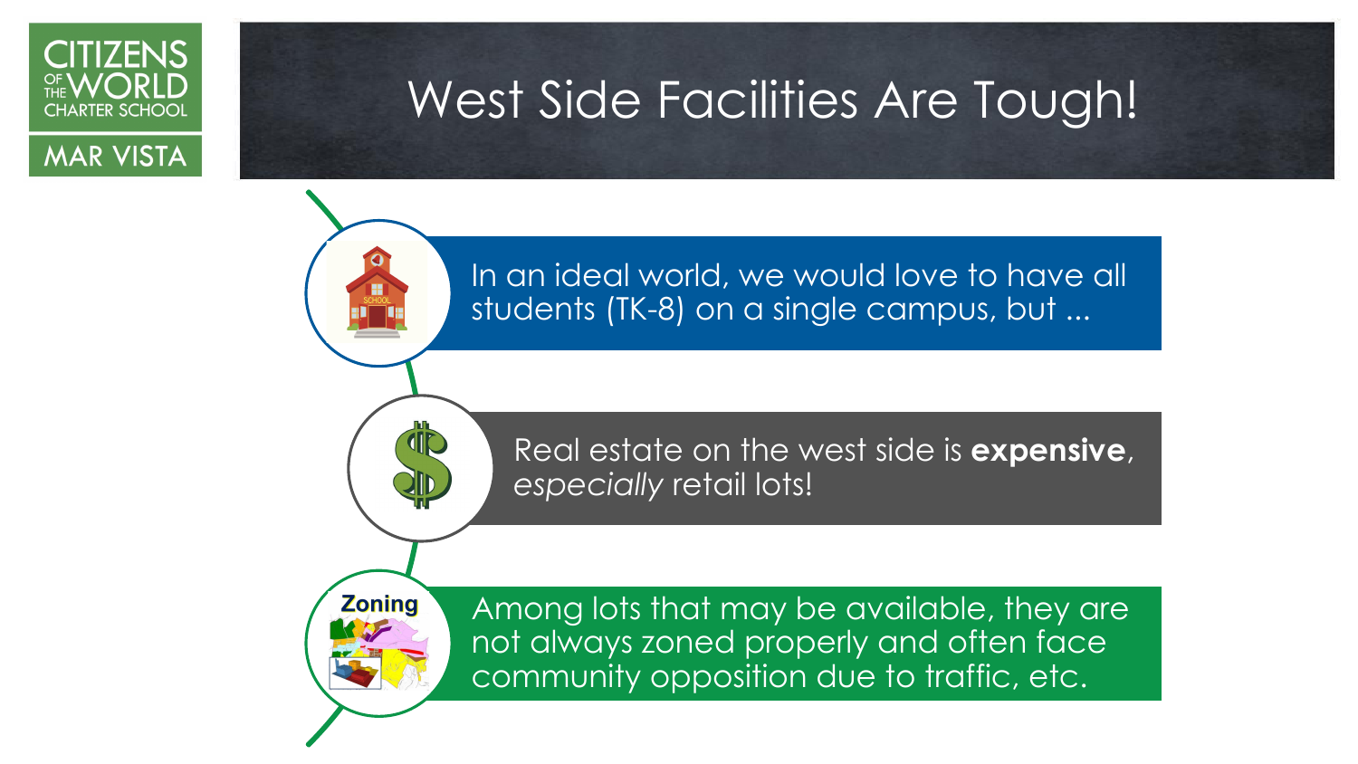# West Side Facilities Are Tough!

- In an ideal world, we would love to have all students (TK-8) on a single campus, but ...
- Real estate on the west side is **expensive**, *especially* retail lots!
- Among lots that may be available, they are not always zoned properly and often face community opposition due to traffic, etc.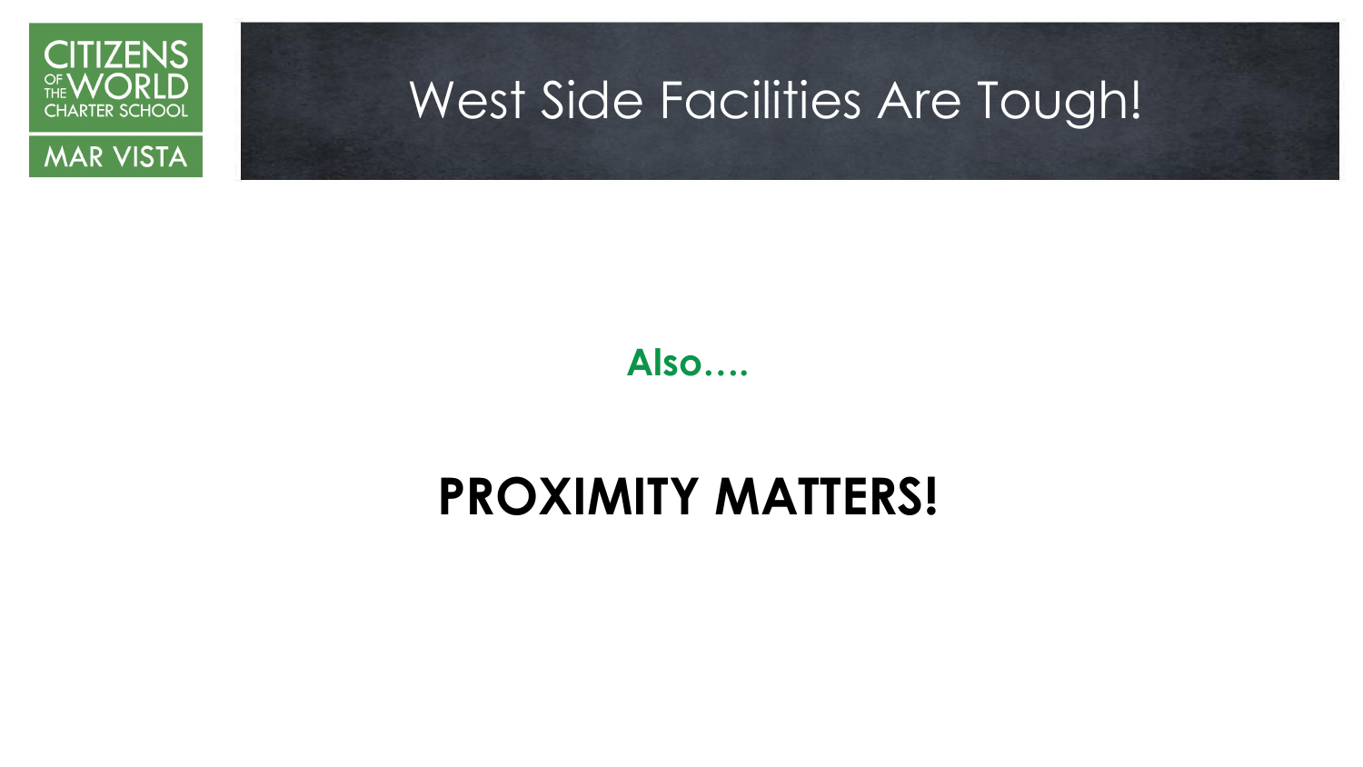# West Side Facilities Are Tough!

**Also….**

## PROXIMITY MATTERS!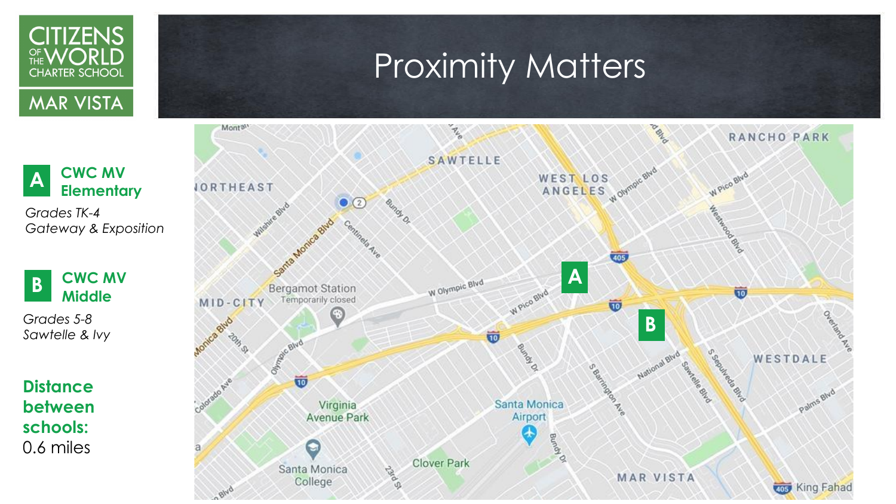# Proximity Matters

CITIZENS OF THE WORLD CHARTER SCHOOL
MAR VISTA

**A** **CWC MV Elementary**

*Grades TK-4*
*Gateway & Exposition*

**B** **CWC MV Middle**

*Grades 5-8*
*Sawtelle & Ivy*

**Distance between schools:**
0.6 miles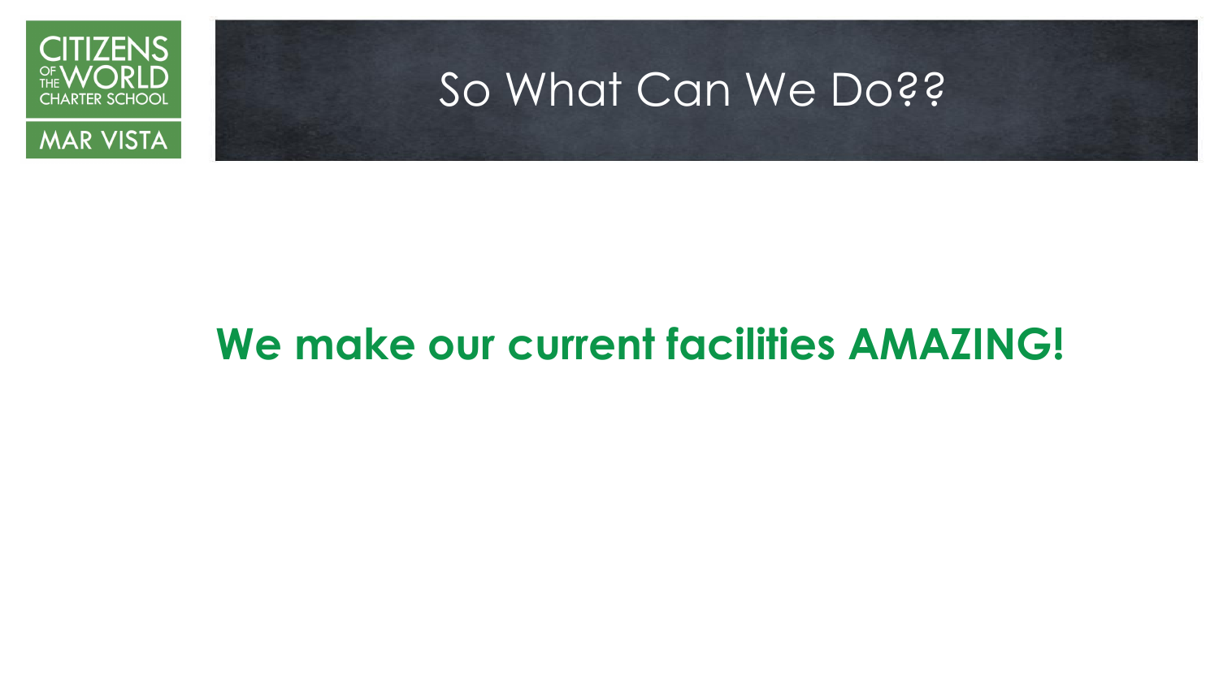# So What Can We Do??

**We make our current facilities AMAZING!**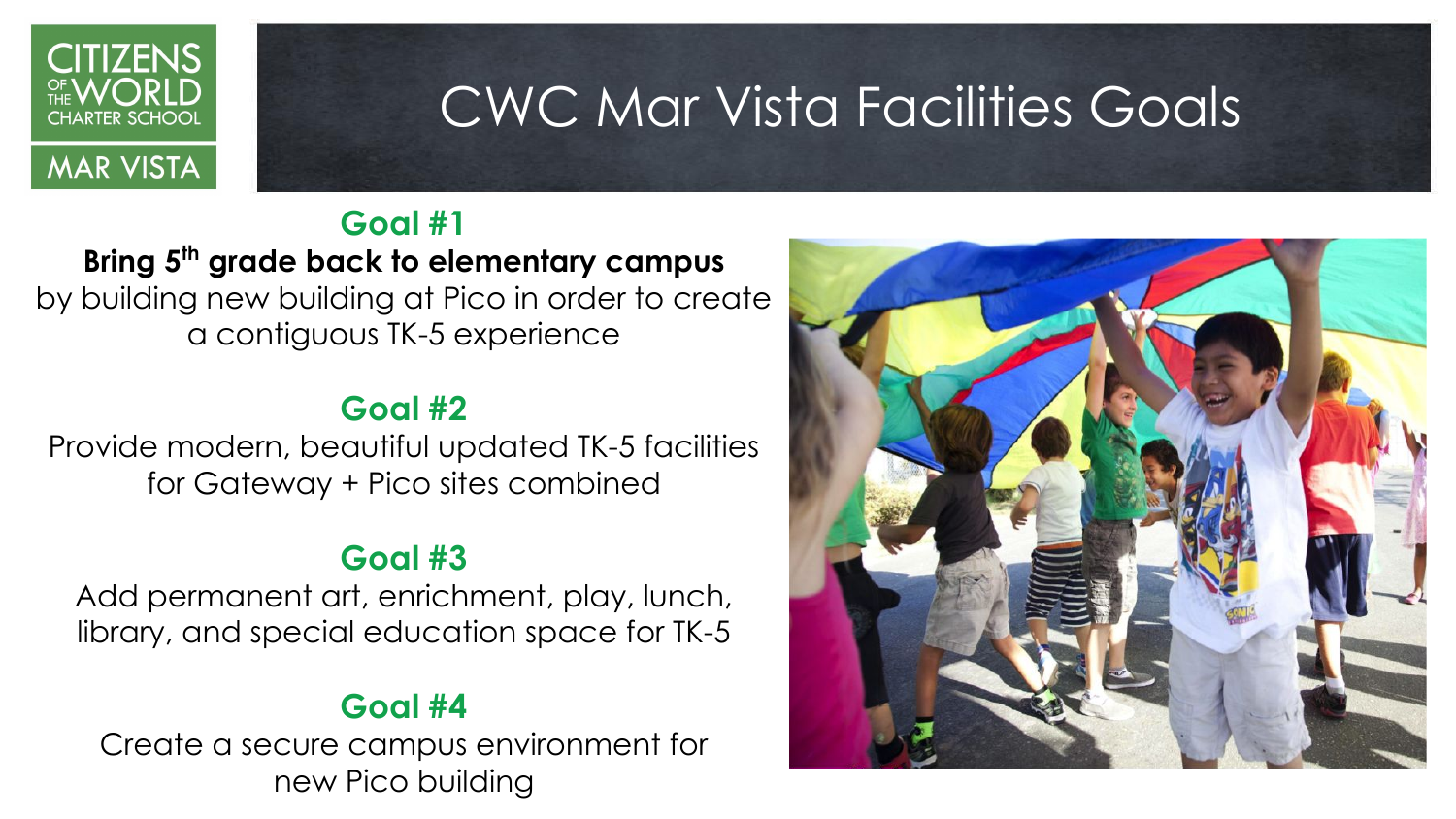CITIZENS OF THE WORLD CHARTER SCHOOL

MAR VISTA

# CWC Mar Vista Facilities Goals

## Goal #1

**Bring 5th grade back to elementary campus** by building new building at Pico in order to create a contiguous TK-5 experience

## Goal #2

Provide modern, beautiful updated TK-5 facilities for Gateway + Pico sites combined

## Goal #3

Add permanent art, enrichment, play, lunch, library, and special education space for TK-5

## Goal #4

Create a secure campus environment for new Pico building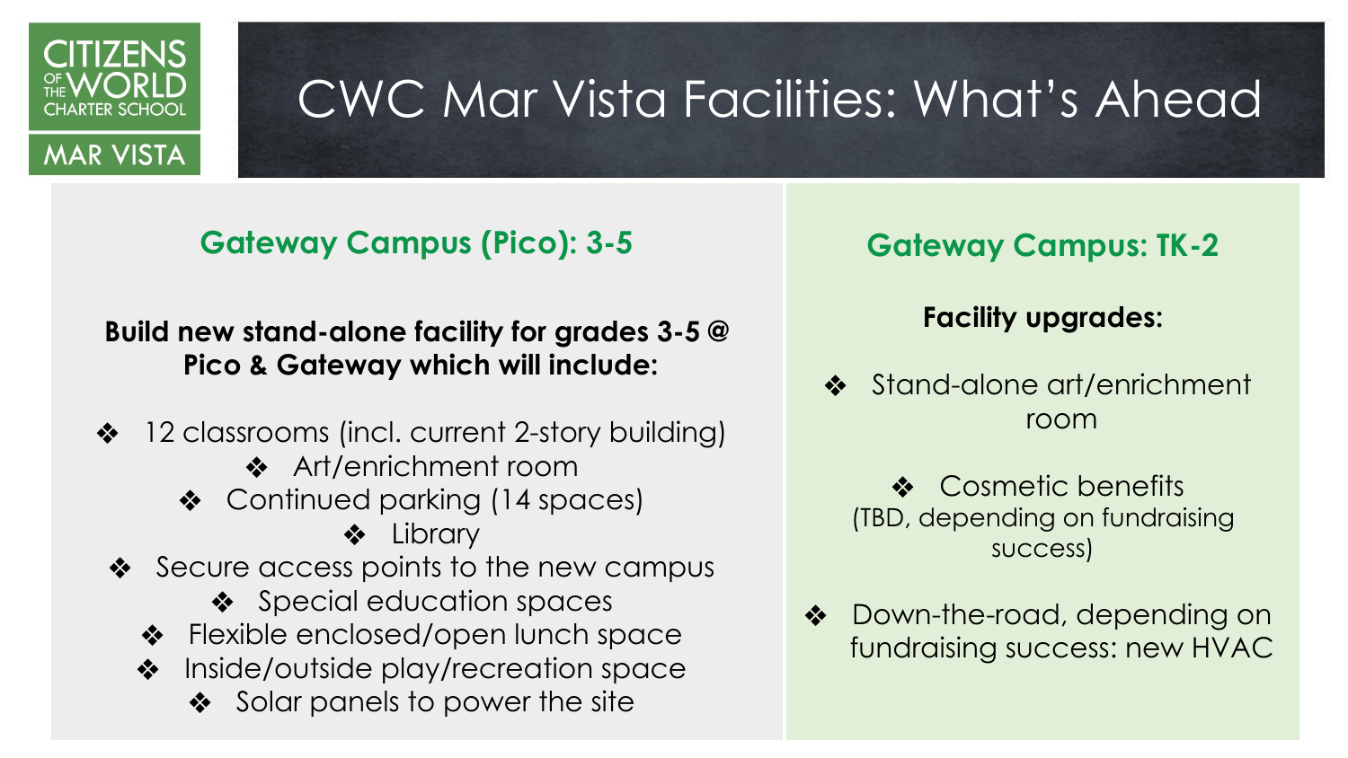# CWC Mar Vista Facilities: What's Ahead

## Gateway Campus (Pico): 3-5

**Build new stand-alone facility for grades 3-5 @ Pico & Gateway which will include:**

- 12 classrooms (incl. current 2-story building)
- Art/enrichment room
- Continued parking (14 spaces)
- Library
- Secure access points to the new campus
- Special education spaces
- Flexible enclosed/open lunch space
- Inside/outside play/recreation space
- Solar panels to power the site

## Gateway Campus: TK-2

**Facility upgrades:**

- Stand-alone art/enrichment room
- Cosmetic benefits (TBD, depending on fundraising success)
- Down-the-road, depending on fundraising success: new HVAC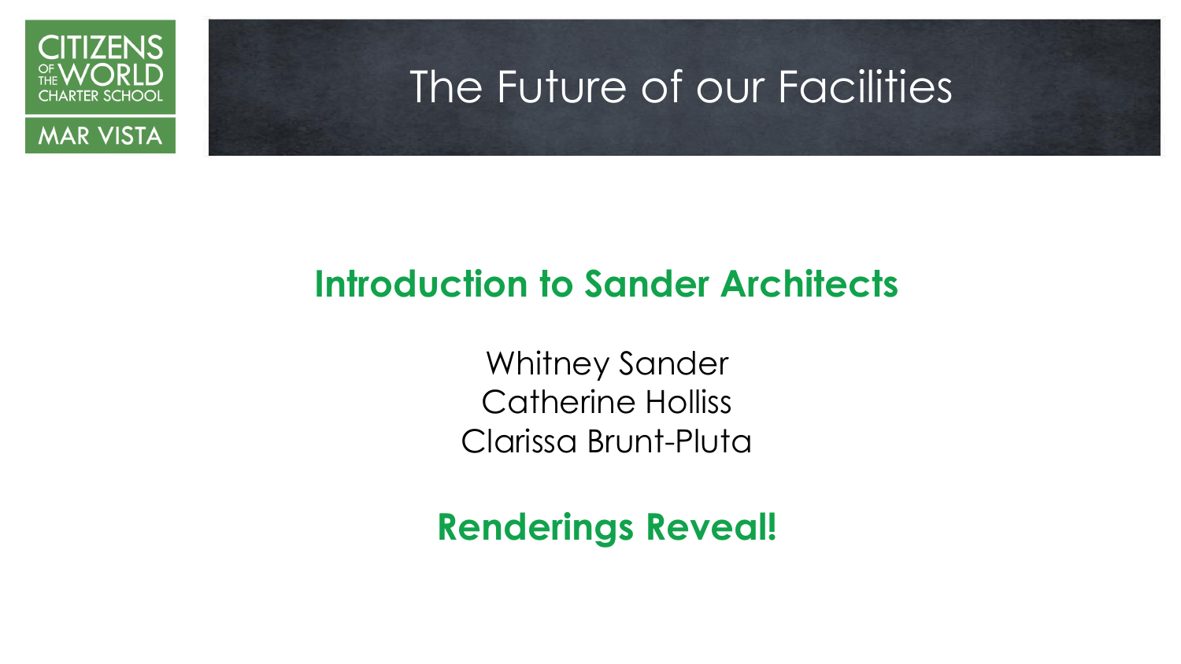CITIZENS OF THE WORLD CHARTER SCHOOL
MAR VISTA

# The Future of our Facilities

## Introduction to Sander Architects

Whitney Sander
Catherine Holliss
Clarissa Brunt-Pluta

## Renderings Reveal!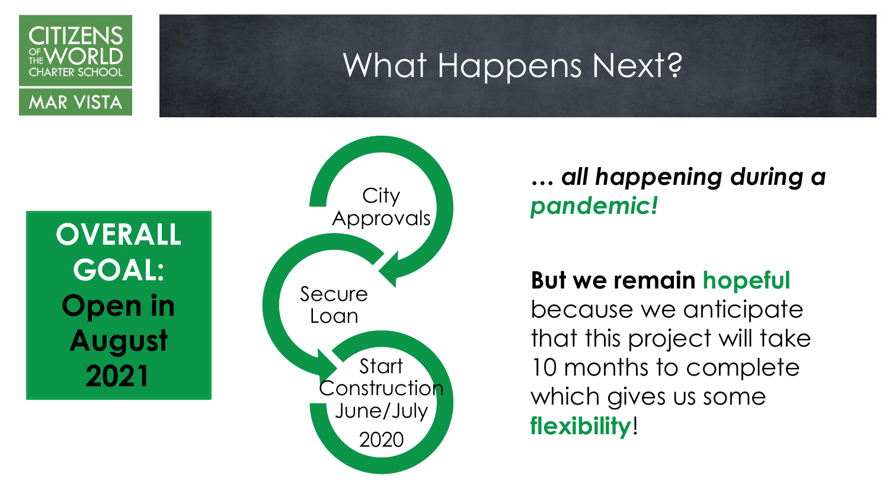# What Happens Next?

**OVERALL GOAL: Open in August 2021**

City Approvals

Secure Loan

Start Construction June/July 2020

***… all happening during a pandemic!***

**But we remain hopeful** because we anticipate that this project will take 10 months to complete which gives us some **flexibility**!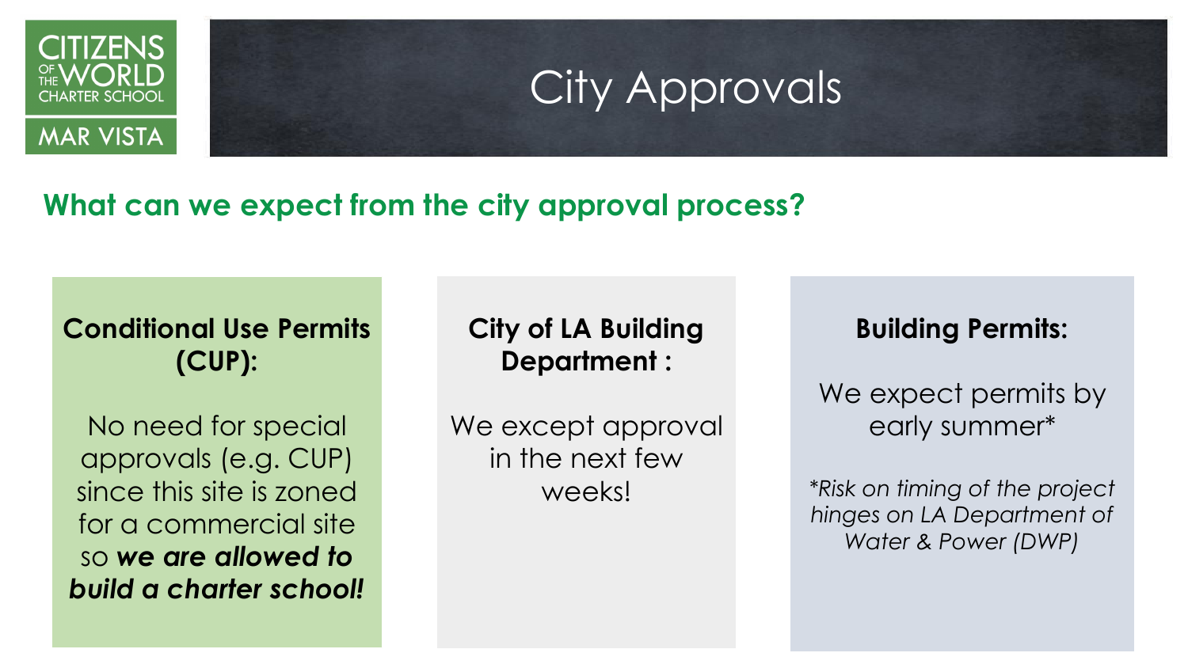# City Approvals

## What can we expect from the city approval process?

### Conditional Use Permits (CUP):

No need for special approvals (e.g. CUP) since this site is zoned for a commercial site so ***we are allowed to build a charter school!***

### City of LA Building Department :

We except approval in the next few weeks!

### Building Permits:

We expect permits by early summer*

*\*Risk on timing of the project hinges on LA Department of Water & Power (DWP)*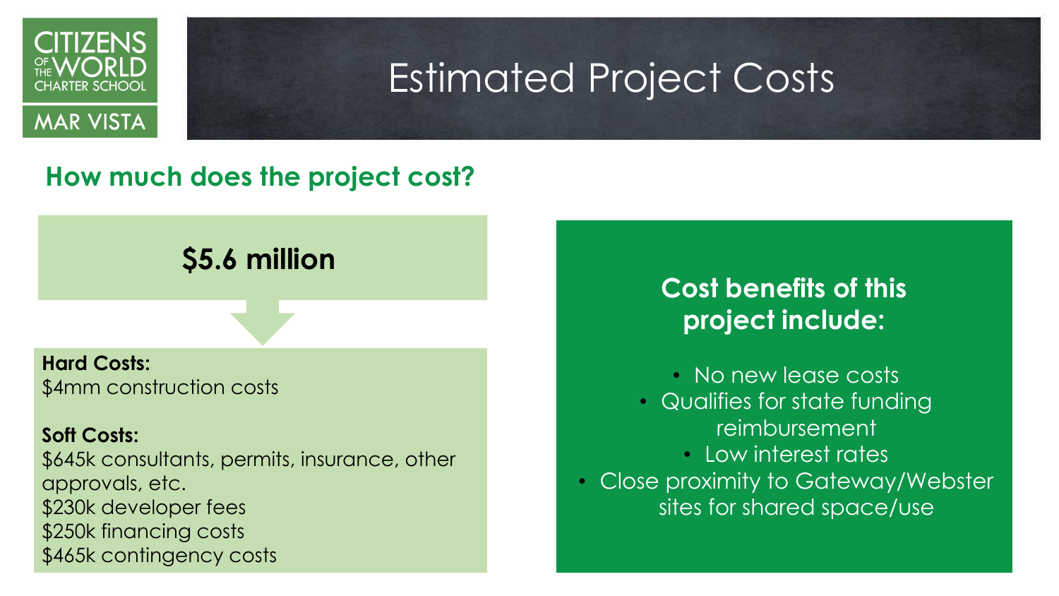CITIZENS OF THE WORLD CHARTER SCHOOL

MAR VISTA

# Estimated Project Costs

## How much does the project cost?

**$5.6 million**

**Hard Costs:**
$4mm construction costs

**Soft Costs:**
$645k consultants, permits, insurance, other approvals, etc.
$230k developer fees
$250k financing costs
$465k contingency costs

**Cost benefits of this project include:**

- No new lease costs
- Qualifies for state funding reimbursement
- Low interest rates
- Close proximity to Gateway/Webster sites for shared space/use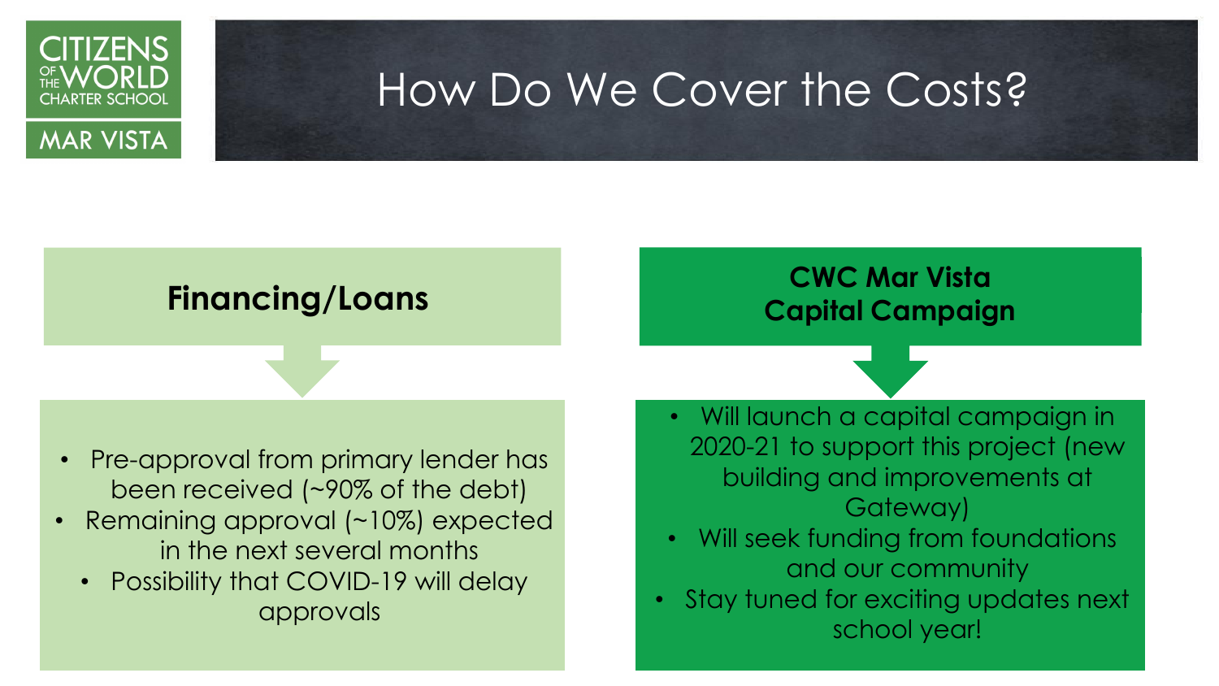CITIZENS OF THE WORLD CHARTER SCHOOL MAR VISTA

# How Do We Cover the Costs?

## Financing/Loans

- Pre-approval from primary lender has been received (~90% of the debt)
- Remaining approval (~10%) expected in the next several months
- Possibility that COVID-19 will delay approvals

## CWC Mar Vista Capital Campaign

- Will launch a capital campaign in 2020-21 to support this project (new building and improvements at Gateway)
- Will seek funding from foundations and our community
- Stay tuned for exciting updates next school year!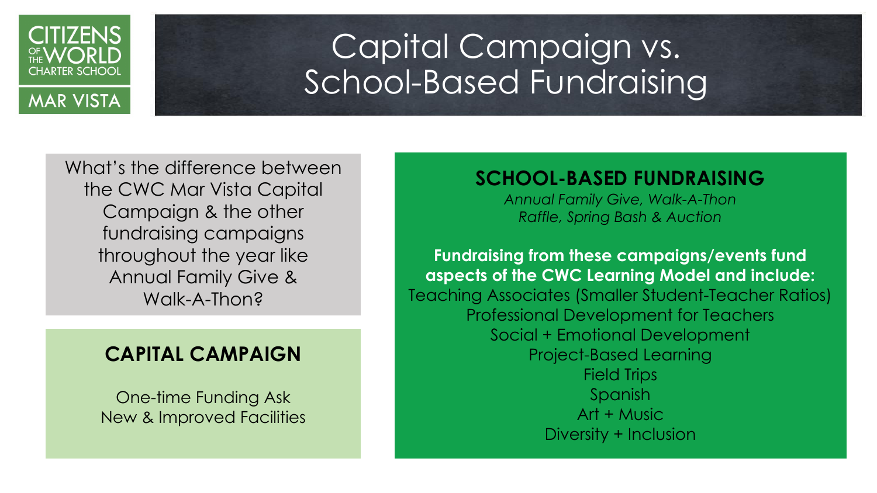Citizens of the World Charter School — Mar Vista

# Capital Campaign vs. School-Based Fundraising

What's the difference between the CWC Mar Vista Capital Campaign & the other fundraising campaigns throughout the year like Annual Family Give & Walk-A-Thon?

## CAPITAL CAMPAIGN

One-time Funding Ask
New & Improved Facilities

## SCHOOL-BASED FUNDRAISING

*Annual Family Give, Walk-A-Thon*
*Raffle, Spring Bash & Auction*

**Fundraising from these campaigns/events fund aspects of the CWC Learning Model and include:**

Teaching Associates (Smaller Student-Teacher Ratios)
Professional Development for Teachers
Social + Emotional Development
Project-Based Learning
Field Trips
Spanish
Art + Music
Diversity + Inclusion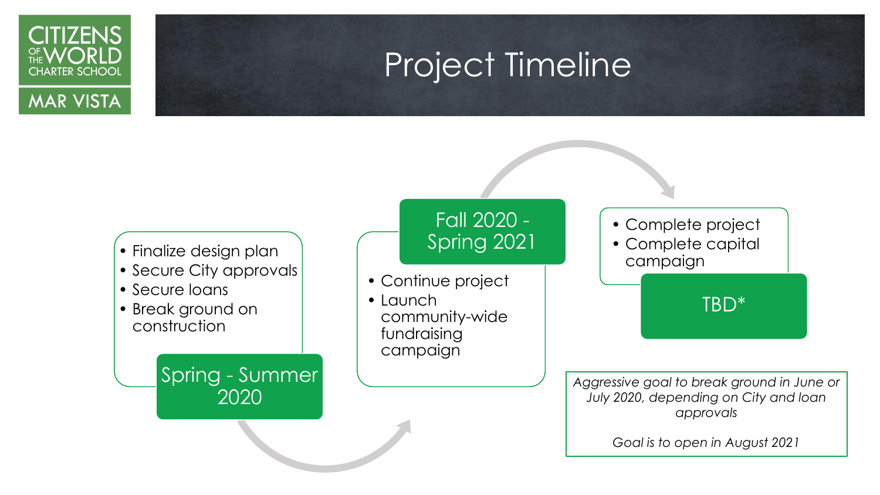# Project Timeline

CITIZENS OF THE WORLD CHARTER SCHOOL MAR VISTA

## Spring - Summer 2020

- Finalize design plan
- Secure City approvals
- Secure loans
- Break ground on construction

## Fall 2020 - Spring 2021

- Continue project
- Launch community-wide fundraising campaign

## TBD*

- Complete project
- Complete capital campaign

*Aggressive goal to break ground in June or July 2020, depending on City and loan approvals*

*Goal is to open in August 2021*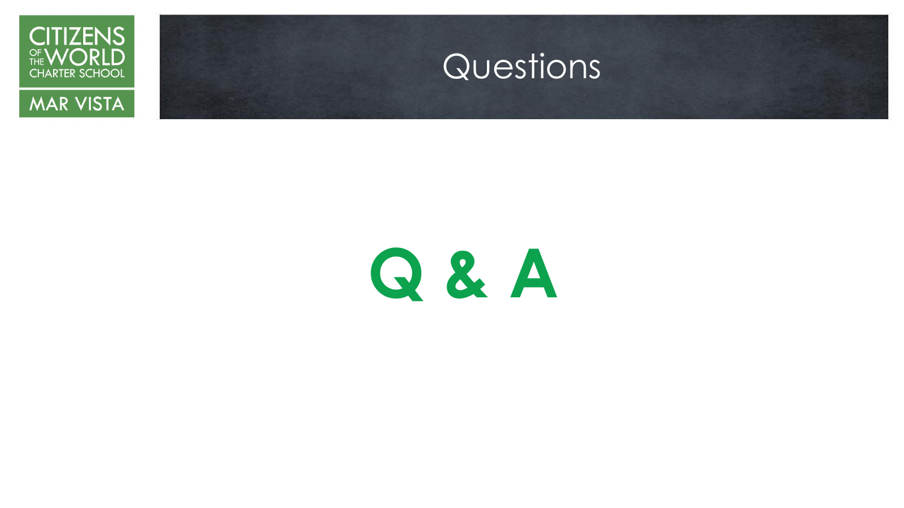# Questions

**Q & A**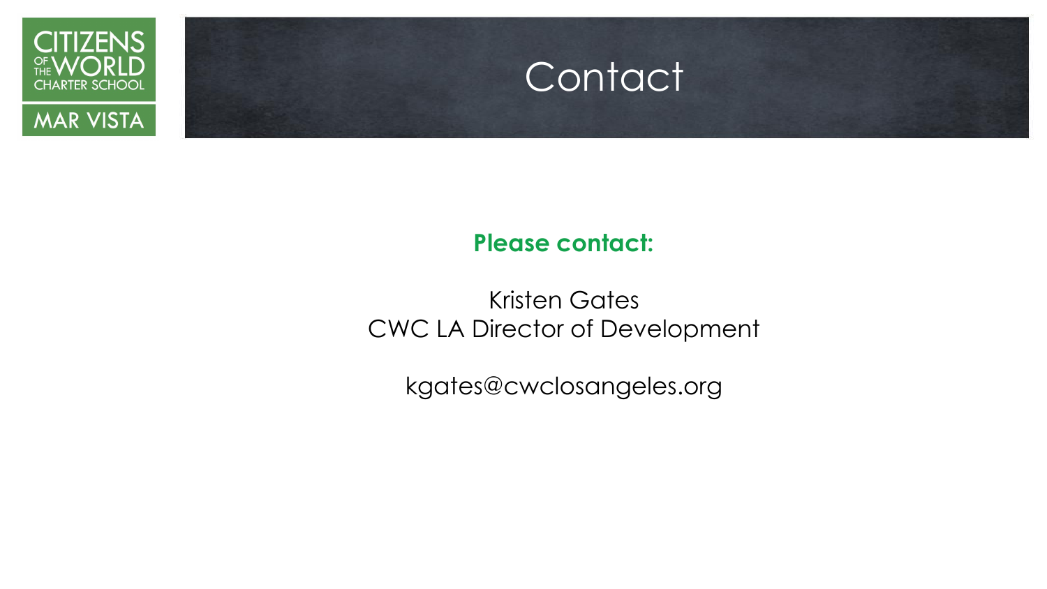CITIZENS OF THE WORLD CHARTER SCHOOL

MAR VISTA

# Contact

**Please contact:**

Kristen Gates
CWC LA Director of Development

kgates@cwclosangeles.org